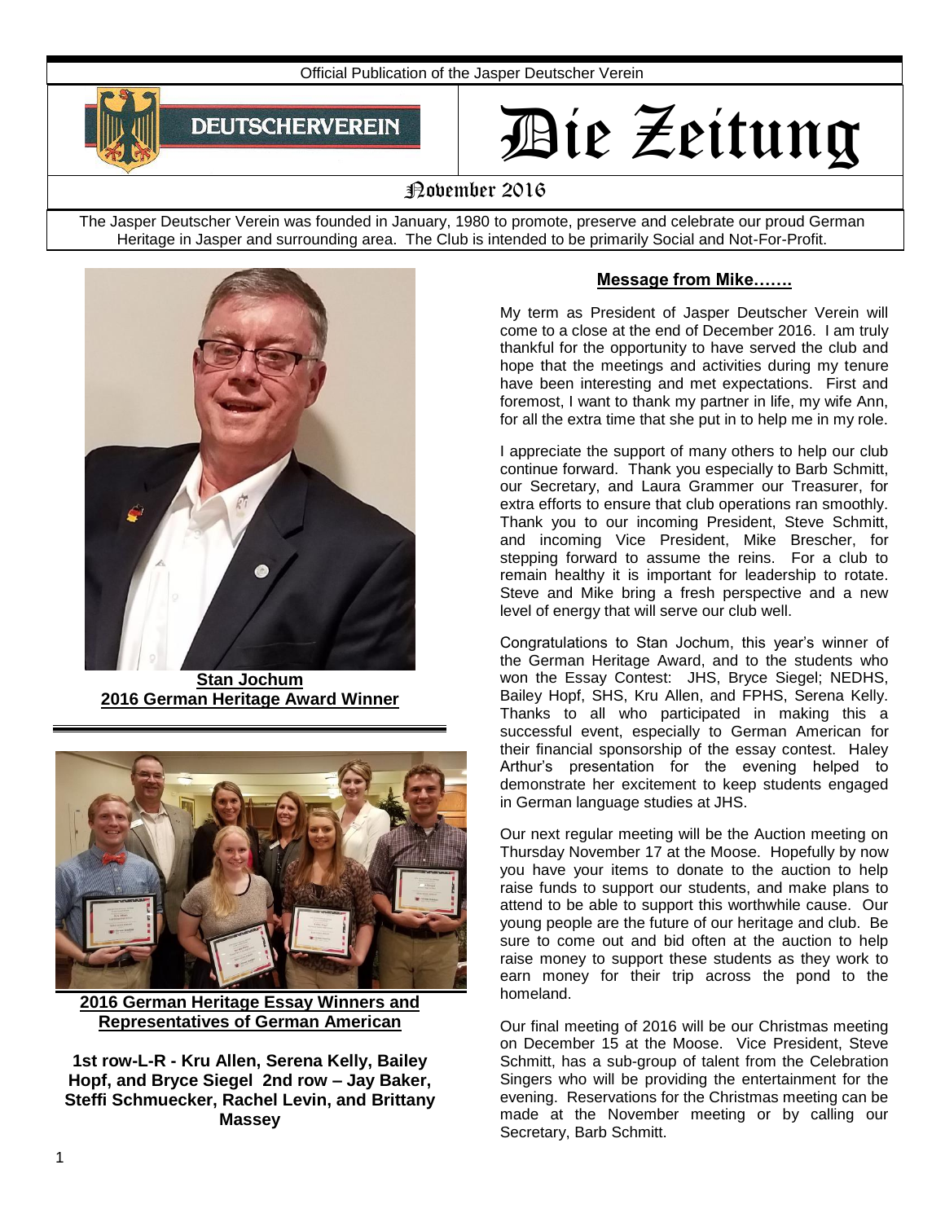Official Publication of the Jasper Deutscher Verein

DEUTSCHERVEREIN

# Die Zeitung

November 2016

The Jasper Deutscher Verein was founded in January, 1980 to promote, preserve and celebrate our proud German Heritage in Jasper and surrounding area. The Club is intended to be primarily Social and Not-For-Profit.

**Stan Jochum**
**2016 German Heritage Award Winner**

**2016 German Heritage Essay Winners and Representatives of German American**

**1st row-L-R - Kru Allen, Serena Kelly, Bailey Hopf, and Bryce Siegel 2nd row – Jay Baker, Steffi Schmuecker, Rachel Levin, and Brittany Massey**

## Message from Mike…….

My term as President of Jasper Deutscher Verein will come to a close at the end of December 2016. I am truly thankful for the opportunity to have served the club and hope that the meetings and activities during my tenure have been interesting and met expectations. First and foremost, I want to thank my partner in life, my wife Ann, for all the extra time that she put in to help me in my role.

I appreciate the support of many others to help our club continue forward. Thank you especially to Barb Schmitt, our Secretary, and Laura Grammer our Treasurer, for extra efforts to ensure that club operations ran smoothly. Thank you to our incoming President, Steve Schmitt, and incoming Vice President, Mike Brescher, for stepping forward to assume the reins. For a club to remain healthy it is important for leadership to rotate. Steve and Mike bring a fresh perspective and a new level of energy that will serve our club well.

Congratulations to Stan Jochum, this year's winner of the German Heritage Award, and to the students who won the Essay Contest: JHS, Bryce Siegel; NEDHS, Bailey Hopf, SHS, Kru Allen, and FPHS, Serena Kelly. Thanks to all who participated in making this a successful event, especially to German American for their financial sponsorship of the essay contest. Haley Arthur's presentation for the evening helped to demonstrate her excitement to keep students engaged in German language studies at JHS.

Our next regular meeting will be the Auction meeting on Thursday November 17 at the Moose. Hopefully by now you have your items to donate to the auction to help raise funds to support our students, and make plans to attend to be able to support this worthwhile cause. Our young people are the future of our heritage and club. Be sure to come out and bid often at the auction to help raise money to support these students as they work to earn money for their trip across the pond to the homeland.

Our final meeting of 2016 will be our Christmas meeting on December 15 at the Moose. Vice President, Steve Schmitt, has a sub-group of talent from the Celebration Singers who will be providing the entertainment for the evening. Reservations for the Christmas meeting can be made at the November meeting or by calling our Secretary, Barb Schmitt.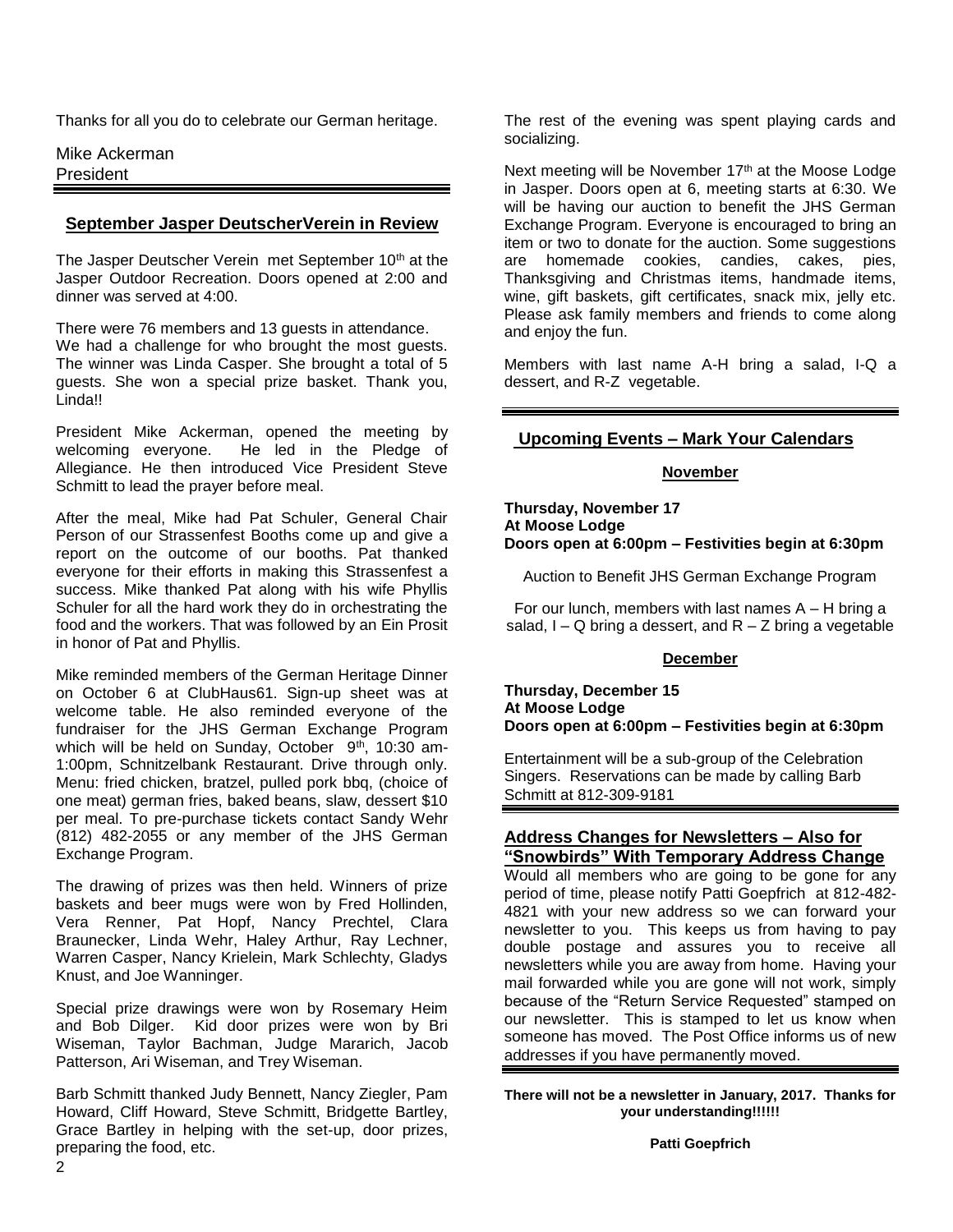Thanks for all you do to celebrate our German heritage.

Mike Ackerman
President

## September Jasper DeutscherVerein in Review

The Jasper Deutscher Verein met September 10th at the Jasper Outdoor Recreation. Doors opened at 2:00 and dinner was served at 4:00.

There were 76 members and 13 guests in attendance.
We had a challenge for who brought the most guests. The winner was Linda Casper. She brought a total of 5 guests. She won a special prize basket. Thank you, Linda!!

President Mike Ackerman, opened the meeting by welcoming everyone. He led in the Pledge of Allegiance. He then introduced Vice President Steve Schmitt to lead the prayer before meal.

After the meal, Mike had Pat Schuler, General Chair Person of our Strassenfest Booths come up and give a report on the outcome of our booths. Pat thanked everyone for their efforts in making this Strassenfest a success. Mike thanked Pat along with his wife Phyllis Schuler for all the hard work they do in orchestrating the food and the workers. That was followed by an Ein Prosit in honor of Pat and Phyllis.

Mike reminded members of the German Heritage Dinner on October 6 at ClubHaus61. Sign-up sheet was at welcome table. He also reminded everyone of the fundraiser for the JHS German Exchange Program which will be held on Sunday, October 9th, 10:30 am-1:00pm, Schnitzelbank Restaurant. Drive through only. Menu: fried chicken, bratzel, pulled pork bbq, (choice of one meat) german fries, baked beans, slaw, dessert $10 per meal. To pre-purchase tickets contact Sandy Wehr (812) 482-2055 or any member of the JHS German Exchange Program.

The drawing of prizes was then held. Winners of prize baskets and beer mugs were won by Fred Hollinden, Vera Renner, Pat Hopf, Nancy Prechtel, Clara Braunecker, Linda Wehr, Haley Arthur, Ray Lechner, Warren Casper, Nancy Krielein, Mark Schlechty, Gladys Knust, and Joe Wanninger.

Special prize drawings were won by Rosemary Heim and Bob Dilger. Kid door prizes were won by Bri Wiseman, Taylor Bachman, Judge Mararich, Jacob Patterson, Ari Wiseman, and Trey Wiseman.

Barb Schmitt thanked Judy Bennett, Nancy Ziegler, Pam Howard, Cliff Howard, Steve Schmitt, Bridgette Bartley, Grace Bartley in helping with the set-up, door prizes, preparing the food, etc.

The rest of the evening was spent playing cards and socializing.

Next meeting will be November 17th at the Moose Lodge in Jasper. Doors open at 6, meeting starts at 6:30. We will be having our auction to benefit the JHS German Exchange Program. Everyone is encouraged to bring an item or two to donate for the auction. Some suggestions are homemade cookies, candies, cakes, pies, Thanksgiving and Christmas items, handmade items, wine, gift baskets, gift certificates, snack mix, jelly etc. Please ask family members and friends to come along and enjoy the fun.

Members with last name A-H bring a salad, I-Q a dessert, and R-Z vegetable.

## Upcoming Events – Mark Your Calendars

### November

**Thursday, November 17**
**At Moose Lodge**
**Doors open at 6:00pm – Festivities begin at 6:30pm**

Auction to Benefit JHS German Exchange Program

For our lunch, members with last names A – H bring a salad, I – Q bring a dessert, and R – Z bring a vegetable

### December

**Thursday, December 15**
**At Moose Lodge**
**Doors open at 6:00pm – Festivities begin at 6:30pm**

Entertainment will be a sub-group of the Celebration Singers. Reservations can be made by calling Barb Schmitt at 812-309-9181

## Address Changes for Newsletters – Also for "Snowbirds" With Temporary Address Change

Would all members who are going to be gone for any period of time, please notify Patti Goepfrich at 812-482-4821 with your new address so we can forward your newsletter to you. This keeps us from having to pay double postage and assures you to receive all newsletters while you are away from home. Having your mail forwarded while you are gone will not work, simply because of the "Return Service Requested" stamped on our newsletter. This is stamped to let us know when someone has moved. The Post Office informs us of new addresses if you have permanently moved.

**There will not be a newsletter in January, 2017. Thanks for your understanding!!!!!!**

**Patti Goepfrich**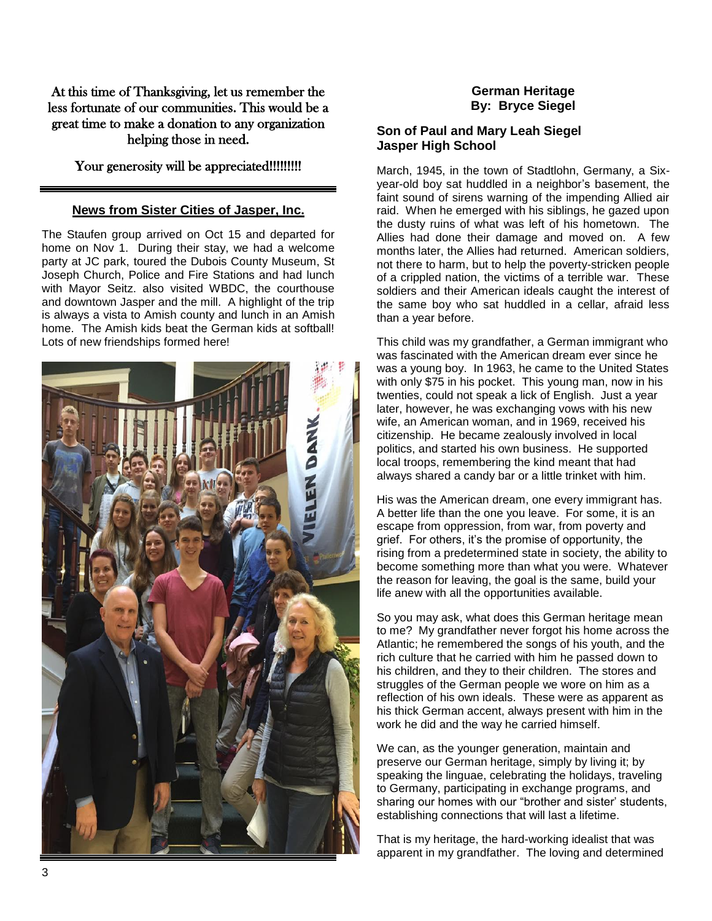At this time of Thanksgiving, let us remember the less fortunate of our communities. This would be a great time to make a donation to any organization helping those in need.

Your generosity will be appreciated!!!!!!!!!

## News from Sister Cities of Jasper, Inc.

The Staufen group arrived on Oct 15 and departed for home on Nov 1. During their stay, we had a welcome party at JC park, toured the Dubois County Museum, St Joseph Church, Police and Fire Stations and had lunch with Mayor Seitz. also visited WBDC, the courthouse and downtown Jasper and the mill. A highlight of the trip is always a vista to Amish county and lunch in an Amish home. The Amish kids beat the German kids at softball! Lots of new friendships formed here!

## German Heritage
**By: Bryce Siegel**

**Son of Paul and Mary Leah Siegel**
**Jasper High School**

March, 1945, in the town of Stadtlohn, Germany, a Six-year-old boy sat huddled in a neighbor's basement, the faint sound of sirens warning of the impending Allied air raid. When he emerged with his siblings, he gazed upon the dusty ruins of what was left of his hometown. The Allies had done their damage and moved on. A few months later, the Allies had returned. American soldiers, not there to harm, but to help the poverty-stricken people of a crippled nation, the victims of a terrible war. These soldiers and their American ideals caught the interest of the same boy who sat huddled in a cellar, afraid less than a year before.

This child was my grandfather, a German immigrant who was fascinated with the American dream ever since he was a young boy. In 1963, he came to the United States with only $75 in his pocket. This young man, now in his twenties, could not speak a lick of English. Just a year later, however, he was exchanging vows with his new wife, an American woman, and in 1969, received his citizenship. He became zealously involved in local politics, and started his own business. He supported local troops, remembering the kind meant that had always shared a candy bar or a little trinket with him.

His was the American dream, one every immigrant has. A better life than the one you leave. For some, it is an escape from oppression, from war, from poverty and grief. For others, it's the promise of opportunity, the rising from a predetermined state in society, the ability to become something more than what you were. Whatever the reason for leaving, the goal is the same, build your life anew with all the opportunities available.

So you may ask, what does this German heritage mean to me? My grandfather never forgot his home across the Atlantic; he remembered the songs of his youth, and the rich culture that he carried with him he passed down to his children, and they to their children. The stores and struggles of the German people we wore on him as a reflection of his own ideals. These were as apparent as his thick German accent, always present with him in the work he did and the way he carried himself.

We can, as the younger generation, maintain and preserve our German heritage, simply by living it; by speaking the linguae, celebrating the holidays, traveling to Germany, participating in exchange programs, and sharing our homes with our "brother and sister' students, establishing connections that will last a lifetime.

That is my heritage, the hard-working idealist that was apparent in my grandfather. The loving and determined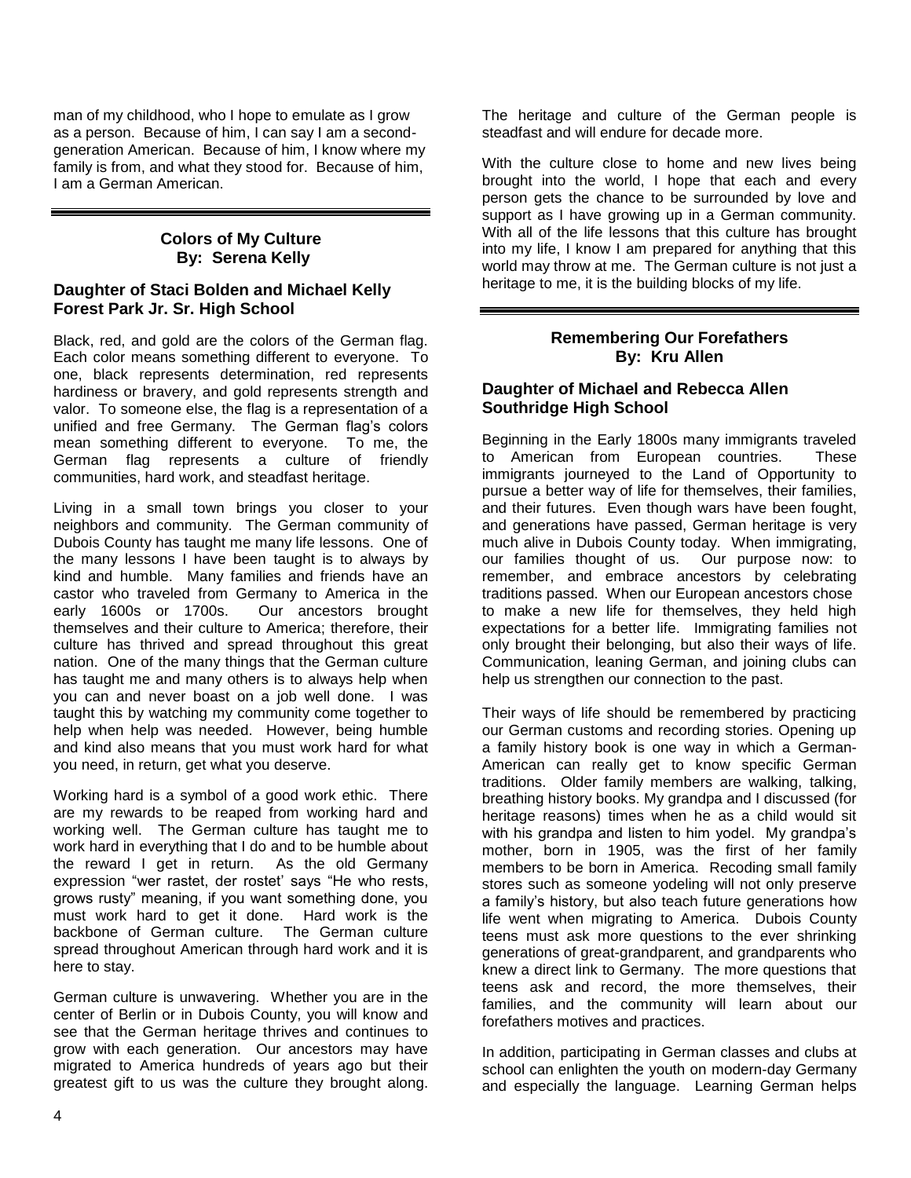man of my childhood, who I hope to emulate as I grow as a person. Because of him, I can say I am a second-generation American. Because of him, I know where my family is from, and what they stood for. Because of him, I am a German American.

---

## Colors of My Culture
## By: Serena Kelly

### Daughter of Staci Bolden and Michael Kelly
### Forest Park Jr. Sr. High School

Black, red, and gold are the colors of the German flag. Each color means something different to everyone. To one, black represents determination, red represents hardiness or bravery, and gold represents strength and valor. To someone else, the flag is a representation of a unified and free Germany. The German flag's colors mean something different to everyone. To me, the German flag represents a culture of friendly communities, hard work, and steadfast heritage.

Living in a small town brings you closer to your neighbors and community. The German community of Dubois County has taught me many life lessons. One of the many lessons I have been taught is to always by kind and humble. Many families and friends have an castor who traveled from Germany to America in the early 1600s or 1700s. Our ancestors brought themselves and their culture to America; therefore, their culture has thrived and spread throughout this great nation. One of the many things that the German culture has taught me and many others is to always help when you can and never boast on a job well done. I was taught this by watching my community come together to help when help was needed. However, being humble and kind also means that you must work hard for what you need, in return, get what you deserve.

Working hard is a symbol of a good work ethic. There are my rewards to be reaped from working hard and working well. The German culture has taught me to work hard in everything that I do and to be humble about the reward I get in return. As the old Germany expression "wer rastet, der rostet" says "He who rests, grows rusty" meaning, if you want something done, you must work hard to get it done. Hard work is the backbone of German culture. The German culture spread throughout American through hard work and it is here to stay.

German culture is unwavering. Whether you are in the center of Berlin or in Dubois County, you will know and see that the German heritage thrives and continues to grow with each generation. Our ancestors may have migrated to America hundreds of years ago but their greatest gift to us was the culture they brought along. The heritage and culture of the German people is steadfast and will endure for decade more.

With the culture close to home and new lives being brought into the world, I hope that each and every person gets the chance to be surrounded by love and support as I have growing up in a German community. With all of the life lessons that this culture has brought into my life, I know I am prepared for anything that this world may throw at me. The German culture is not just a heritage to me, it is the building blocks of my life.

---

## Remembering Our Forefathers
## By: Kru Allen

### Daughter of Michael and Rebecca Allen
### Southridge High School

Beginning in the Early 1800s many immigrants traveled to American from European countries. These immigrants journeyed to the Land of Opportunity to pursue a better way of life for themselves, their families, and their futures. Even though wars have been fought, and generations have passed, German heritage is very much alive in Dubois County today. When immigrating, our families thought of us. Our purpose now: to remember, and embrace ancestors by celebrating traditions passed. When our European ancestors chose to make a new life for themselves, they held high expectations for a better life. Immigrating families not only brought their belonging, but also their ways of life. Communication, leaning German, and joining clubs can help us strengthen our connection to the past.

Their ways of life should be remembered by practicing our German customs and recording stories. Opening up a family history book is one way in which a German-American can really get to know specific German traditions. Older family members are walking, talking, breathing history books. My grandpa and I discussed (for heritage reasons) times when he as a child would sit with his grandpa and listen to him yodel. My grandpa's mother, born in 1905, was the first of her family members to be born in America. Recoding small family stores such as someone yodeling will not only preserve a family's history, but also teach future generations how life went when migrating to America. Dubois County teens must ask more questions to the ever shrinking generations of great-grandparent, and grandparents who knew a direct link to Germany. The more questions that teens ask and record, the more themselves, their families, and the community will learn about our forefathers motives and practices.

In addition, participating in German classes and clubs at school can enlighten the youth on modern-day Germany and especially the language. Learning German helps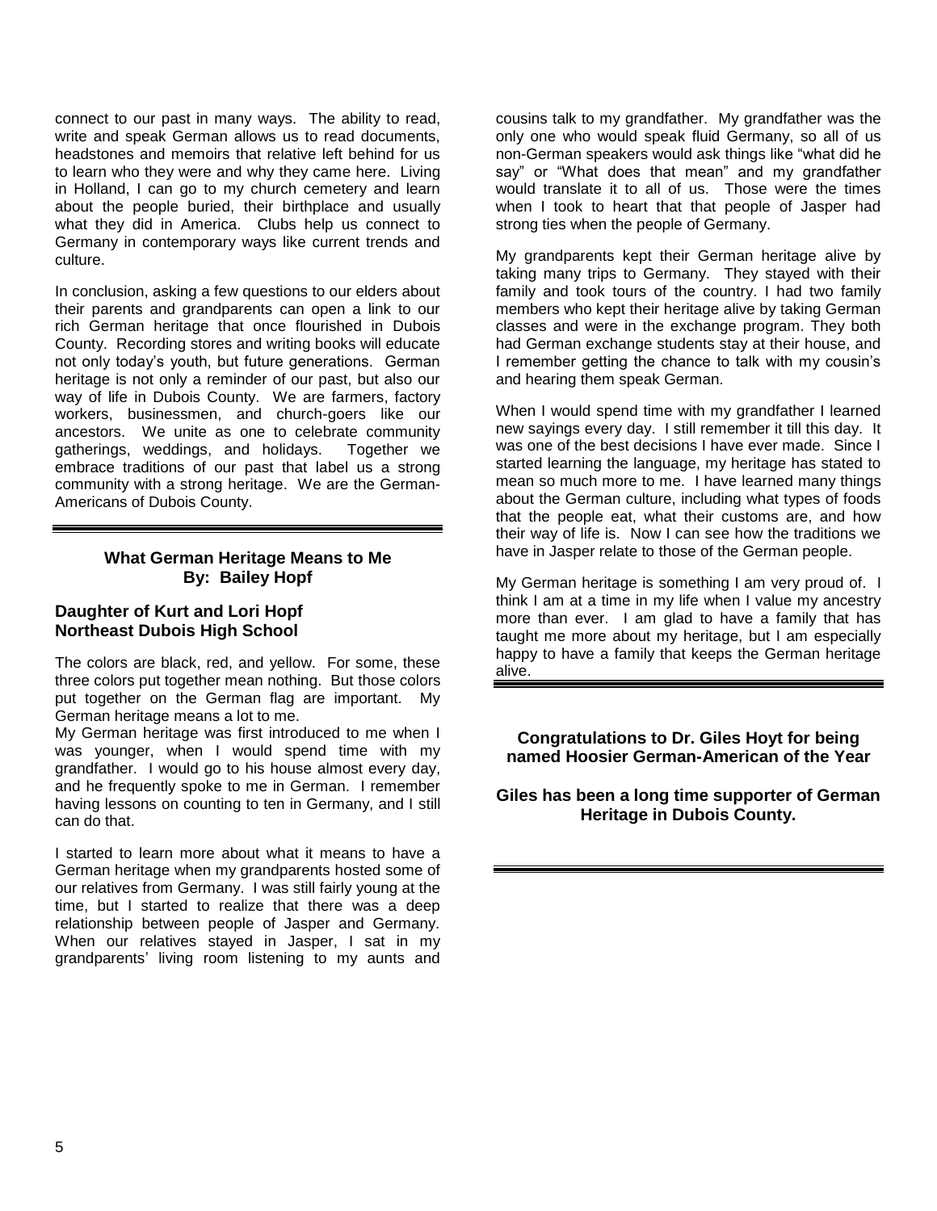connect to our past in many ways. The ability to read, write and speak German allows us to read documents, headstones and memoirs that relative left behind for us to learn who they were and why they came here. Living in Holland, I can go to my church cemetery and learn about the people buried, their birthplace and usually what they did in America. Clubs help us connect to Germany in contemporary ways like current trends and culture.

In conclusion, asking a few questions to our elders about their parents and grandparents can open a link to our rich German heritage that once flourished in Dubois County. Recording stores and writing books will educate not only today's youth, but future generations. German heritage is not only a reminder of our past, but also our way of life in Dubois County. We are farmers, factory workers, businessmen, and church-goers like our ancestors. We unite as one to celebrate community gatherings, weddings, and holidays. Together we embrace traditions of our past that label us a strong community with a strong heritage. We are the German-Americans of Dubois County.

---

### What German Heritage Means to Me
### By: Bailey Hopf

**Daughter of Kurt and Lori Hopf**
**Northeast Dubois High School**

The colors are black, red, and yellow. For some, these three colors put together mean nothing. But those colors put together on the German flag are important. My German heritage means a lot to me.

My German heritage was first introduced to me when I was younger, when I would spend time with my grandfather. I would go to his house almost every day, and he frequently spoke to me in German. I remember having lessons on counting to ten in Germany, and I still can do that.

I started to learn more about what it means to have a German heritage when my grandparents hosted some of our relatives from Germany. I was still fairly young at the time, but I started to realize that there was a deep relationship between people of Jasper and Germany. When our relatives stayed in Jasper, I sat in my grandparents' living room listening to my aunts and cousins talk to my grandfather. My grandfather was the only one who would speak fluid Germany, so all of us non-German speakers would ask things like "what did he say" or "What does that mean" and my grandfather would translate it to all of us. Those were the times when I took to heart that that people of Jasper had strong ties when the people of Germany.

My grandparents kept their German heritage alive by taking many trips to Germany. They stayed with their family and took tours of the country. I had two family members who kept their heritage alive by taking German classes and were in the exchange program. They both had German exchange students stay at their house, and I remember getting the chance to talk with my cousin's and hearing them speak German.

When I would spend time with my grandfather I learned new sayings every day. I still remember it till this day. It was one of the best decisions I have ever made. Since I started learning the language, my heritage has stated to mean so much more to me. I have learned many things about the German culture, including what types of foods that the people eat, what their customs are, and how their way of life is. Now I can see how the traditions we have in Jasper relate to those of the German people.

My German heritage is something I am very proud of. I think I am at a time in my life when I value my ancestry more than ever. I am glad to have a family that has taught me more about my heritage, but I am especially happy to have a family that keeps the German heritage alive.

---

**Congratulations to Dr. Giles Hoyt for being named Hoosier German-American of the Year**

**Giles has been a long time supporter of German Heritage in Dubois County.**

---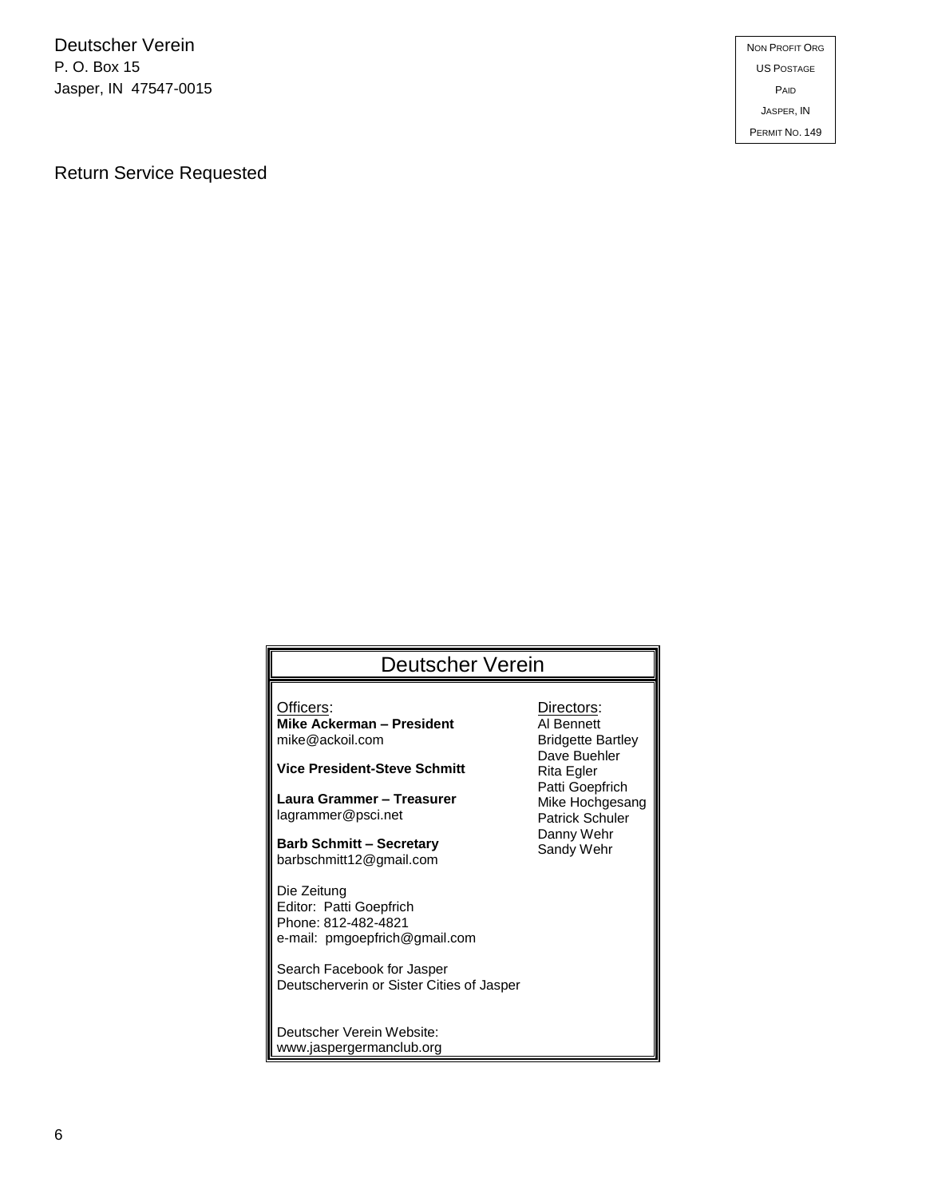Deutscher Verein
P. O. Box 15
Jasper, IN 47547-0015

NON PROFIT ORG
US POSTAGE
PAID
JASPER, IN
PERMIT NO. 149

Return Service Requested

## Deutscher Verein

Officers:
**Mike Ackerman – President**
mike@ackoil.com

**Vice President-Steve Schmitt**

**Laura Grammer – Treasurer**
lagrammer@psci.net

**Barb Schmitt – Secretary**
barbschmitt12@gmail.com

Die Zeitung
Editor: Patti Goepfrich
Phone: 812-482-4821
e-mail: pmgoepfrich@gmail.com

Search Facebook for Jasper Deutscherverin or Sister Cities of Jasper

Deutscher Verein Website:
www.jaspergermanclub.org

Directors:
Al Bennett
Bridgette Bartley
Dave Buehler
Rita Egler
Patti Goepfrich
Mike Hochgesang
Patrick Schuler
Danny Wehr
Sandy Wehr